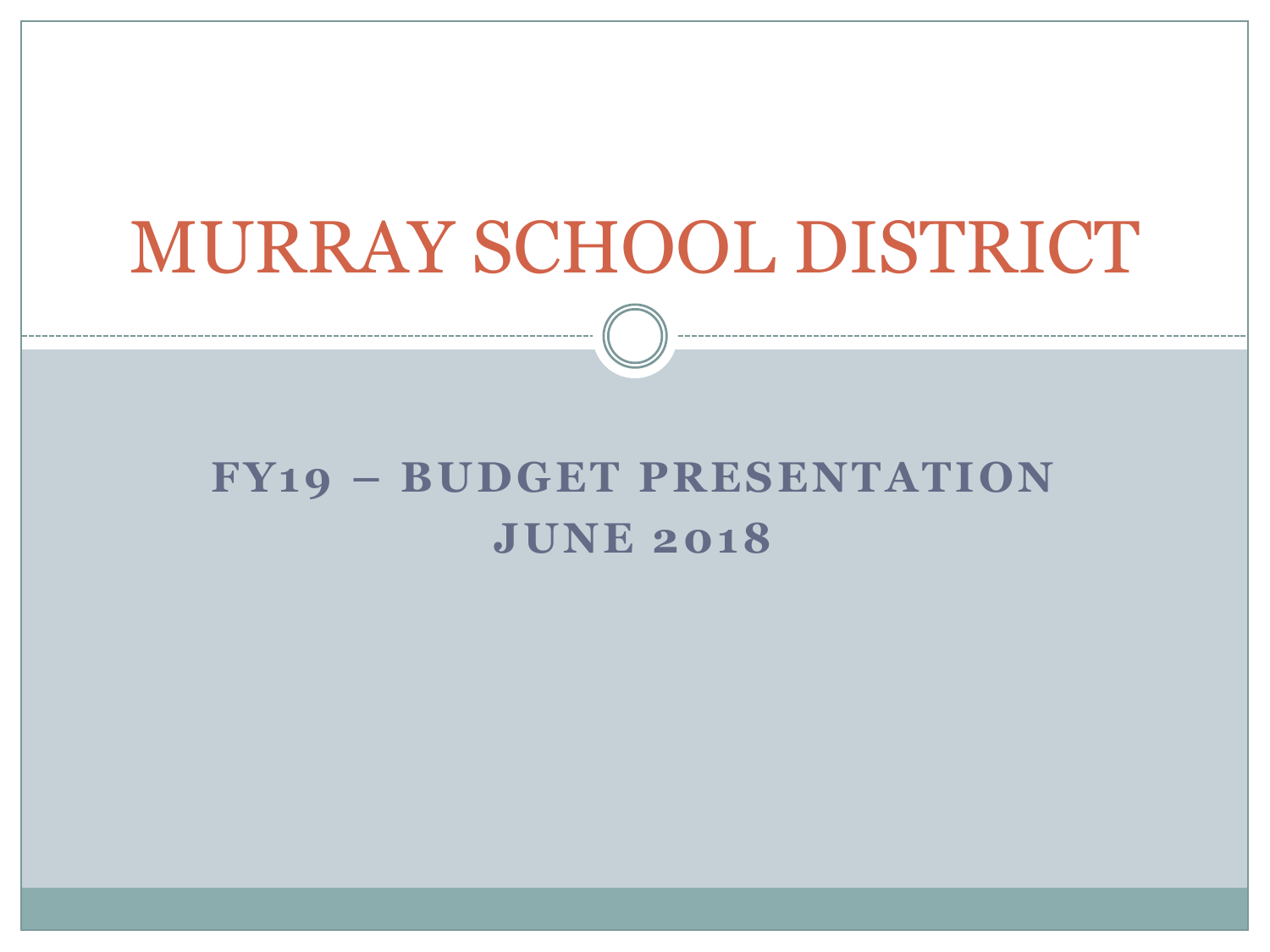# MURRAY SCHOOL DISTRICT

## FY19 – BUDGET PRESENTATION
## JUNE 2018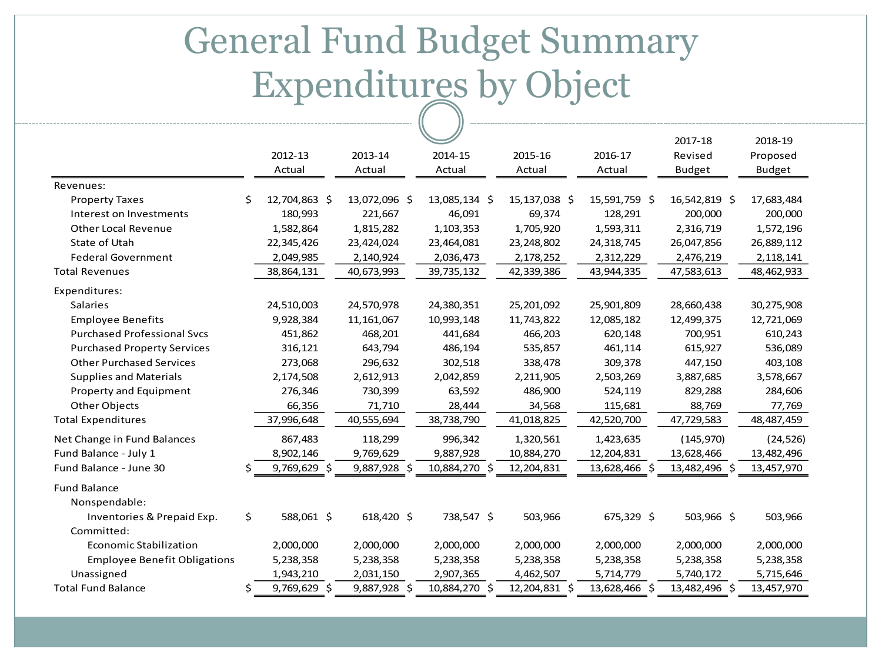# General Fund Budget Summary Expenditures by Object

| | 2012-13 Actual | 2013-14 Actual | 2014-15 Actual | 2015-16 Actual | 2016-17 Actual | 2017-18 Revised Budget | 2018-19 Proposed Budget |
|---|---|---|---|---|---|---|---|
| Revenues: | | | | | | | |
| Property Taxes | $ 12,704,863 | $ 13,072,096 | $ 13,085,134 | $ 15,137,038 | $ 15,591,759 | $ 16,542,819 | $ 17,683,484 |
| Interest on Investments | 180,993 | 221,667 | 46,091 | 69,374 | 128,291 | 200,000 | 200,000 |
| Other Local Revenue | 1,582,864 | 1,815,282 | 1,103,353 | 1,705,920 | 1,593,311 | 2,316,719 | 1,572,196 |
| State of Utah | 22,345,426 | 23,424,024 | 23,464,081 | 23,248,802 | 24,318,745 | 26,047,856 | 26,889,112 |
| Federal Government | 2,049,985 | 2,140,924 | 2,036,473 | 2,178,252 | 2,312,229 | 2,476,219 | 2,118,141 |
| Total Revenues | 38,864,131 | 40,673,993 | 39,735,132 | 42,339,386 | 43,944,335 | 47,583,613 | 48,462,933 |
| Expenditures: | | | | | | | |
| Salaries | 24,510,003 | 24,570,978 | 24,380,351 | 25,201,092 | 25,901,809 | 28,660,438 | 30,275,908 |
| Employee Benefits | 9,928,384 | 11,161,067 | 10,993,148 | 11,743,822 | 12,085,182 | 12,499,375 | 12,721,069 |
| Purchased Professional Svcs | 451,862 | 468,201 | 441,684 | 466,203 | 620,148 | 700,951 | 610,243 |
| Purchased Property Services | 316,121 | 643,794 | 486,194 | 535,857 | 461,114 | 615,927 | 536,089 |
| Other Purchased Services | 273,068 | 296,632 | 302,518 | 338,478 | 309,378 | 447,150 | 403,108 |
| Supplies and Materials | 2,174,508 | 2,612,913 | 2,042,859 | 2,211,905 | 2,503,269 | 3,887,685 | 3,578,667 |
| Property and Equipment | 276,346 | 730,399 | 63,592 | 486,900 | 524,119 | 829,288 | 284,606 |
| Other Objects | 66,356 | 71,710 | 28,444 | 34,568 | 115,681 | 88,769 | 77,769 |
| Total Expenditures | 37,996,648 | 40,555,694 | 38,738,790 | 41,018,825 | 42,520,700 | 47,729,583 | 48,487,459 |
| Net Change in Fund Balances | 867,483 | 118,299 | 996,342 | 1,320,561 | 1,423,635 | (145,970) | (24,526) |
| Fund Balance - July 1 | 8,902,146 | 9,769,629 | 9,887,928 | 10,884,270 | 12,204,831 | 13,628,466 | 13,482,496 |
| Fund Balance - June 30 | $ 9,769,629 | $ 9,887,928 | $ 10,884,270 | $ 12,204,831 | 13,628,466 | $ 13,482,496 | $ 13,457,970 |
| Fund Balance | | | | | | | |
| Nonspendable: | | | | | | | |
| Inventories & Prepaid Exp. | $ 588,061 | $ 618,420 | $ 738,547 | $ 503,966 | 675,329 | $ 503,966 | $ 503,966 |
| Committed: | | | | | | | |
| Economic Stabilization | 2,000,000 | 2,000,000 | 2,000,000 | 2,000,000 | 2,000,000 | 2,000,000 | 2,000,000 |
| Employee Benefit Obligations | 5,238,358 | 5,238,358 | 5,238,358 | 5,238,358 | 5,238,358 | 5,238,358 | 5,238,358 |
| Unassigned | 1,943,210 | 2,031,150 | 2,907,365 | 4,462,507 | 5,714,779 | 5,740,172 | 5,715,646 |
| Total Fund Balance | $ 9,769,629 | $ 9,887,928 | $ 10,884,270 | $ 12,204,831 | $ 13,628,466 | $ 13,482,496 | $ 13,457,970 |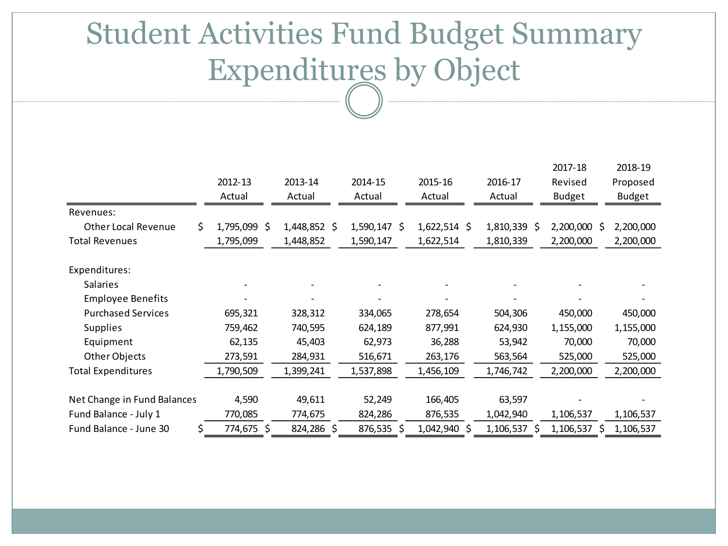# Student Activities Fund Budget Summary Expenditures by Object

| | 2012-13 Actual | 2013-14 Actual | 2014-15 Actual | 2015-16 Actual | 2016-17 Actual | 2017-18 Revised Budget | 2018-19 Proposed Budget |
|---|---|---|---|---|---|---|---|
| Revenues: | | | | | | | |
| Other Local Revenue | $ 1,795,099 | $ 1,448,852 | $ 1,590,147 | $ 1,622,514 | $ 1,810,339 | $ 2,200,000 | $ 2,200,000 |
| Total Revenues | 1,795,099 | 1,448,852 | 1,590,147 | 1,622,514 | 1,810,339 | 2,200,000 | 2,200,000 |
| | | | | | | | |
| Expenditures: | | | | | | | |
| Salaries | - | - | - | - | - | - | - |
| Employee Benefits | - | - | - | - | - | - | - |
| Purchased Services | 695,321 | 328,312 | 334,065 | 278,654 | 504,306 | 450,000 | 450,000 |
| Supplies | 759,462 | 740,595 | 624,189 | 877,991 | 624,930 | 1,155,000 | 1,155,000 |
| Equipment | 62,135 | 45,403 | 62,973 | 36,288 | 53,942 | 70,000 | 70,000 |
| Other Objects | 273,591 | 284,931 | 516,671 | 263,176 | 563,564 | 525,000 | 525,000 |
| Total Expenditures | 1,790,509 | 1,399,241 | 1,537,898 | 1,456,109 | 1,746,742 | 2,200,000 | 2,200,000 |
| | | | | | | | |
| Net Change in Fund Balances | 4,590 | 49,611 | 52,249 | 166,405 | 63,597 | - | - |
| Fund Balance - July 1 | 770,085 | 774,675 | 824,286 | 876,535 | 1,042,940 | 1,106,537 | 1,106,537 |
| Fund Balance - June 30 | $ 774,675 | $ 824,286 | $ 876,535 | $ 1,042,940 | $ 1,106,537 | $ 1,106,537 | $ 1,106,537 |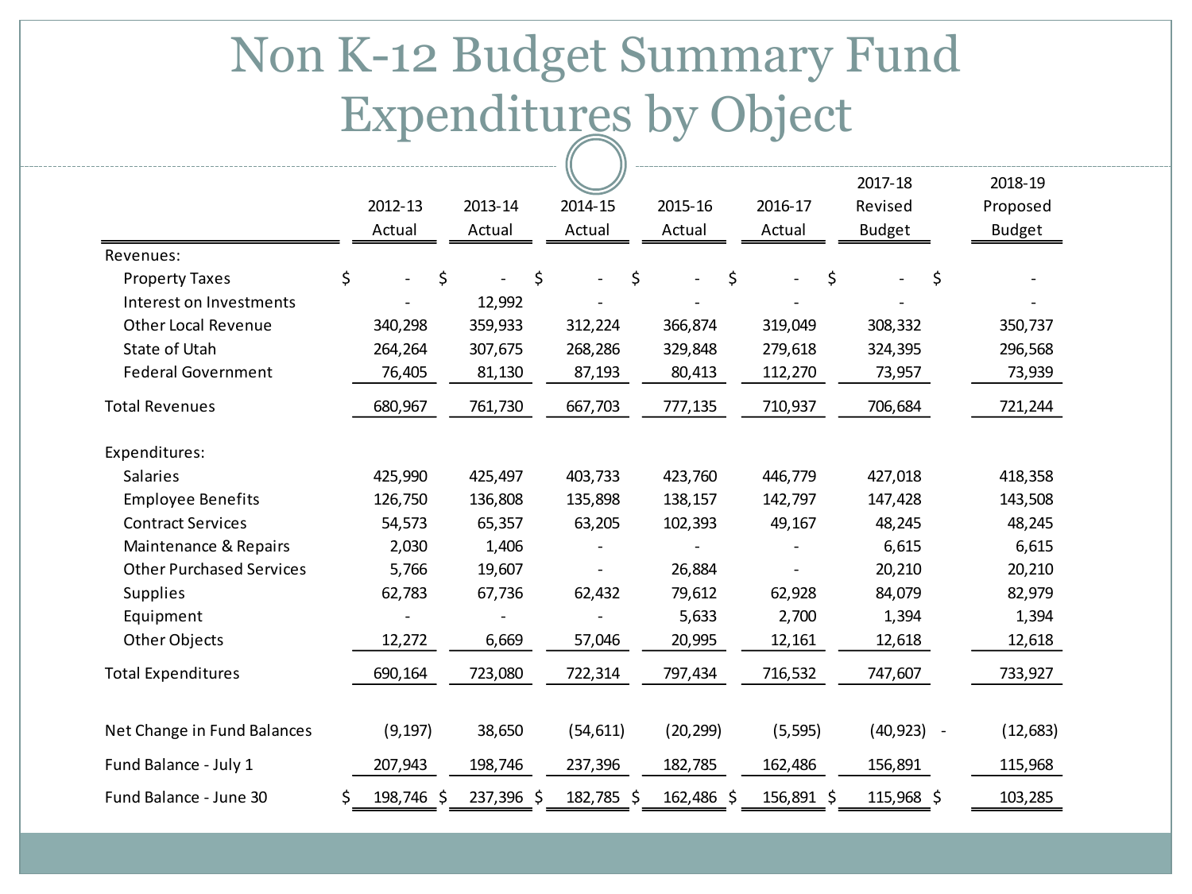# Non K-12 Budget Summary Fund Expenditures by Object

| | 2012-13 Actual | 2013-14 Actual | 2014-15 Actual | 2015-16 Actual | 2016-17 Actual | 2017-18 Revised Budget | 2018-19 Proposed Budget |
|---|---|---|---|---|---|---|---|
| Revenues: | | | | | | | |
| Property Taxes | $ - | $ - | $ - | $ - | $ - | $ - | $ - |
| Interest on Investments | - | 12,992 | - | - | - | - | - |
| Other Local Revenue | 340,298 | 359,933 | 312,224 | 366,874 | 319,049 | 308,332 | 350,737 |
| State of Utah | 264,264 | 307,675 | 268,286 | 329,848 | 279,618 | 324,395 | 296,568 |
| Federal Government | 76,405 | 81,130 | 87,193 | 80,413 | 112,270 | 73,957 | 73,939 |
| Total Revenues | 680,967 | 761,730 | 667,703 | 777,135 | 710,937 | 706,684 | 721,244 |
| Expenditures: | | | | | | | |
| Salaries | 425,990 | 425,497 | 403,733 | 423,760 | 446,779 | 427,018 | 418,358 |
| Employee Benefits | 126,750 | 136,808 | 135,898 | 138,157 | 142,797 | 147,428 | 143,508 |
| Contract Services | 54,573 | 65,357 | 63,205 | 102,393 | 49,167 | 48,245 | 48,245 |
| Maintenance & Repairs | 2,030 | 1,406 | - | - | - | 6,615 | 6,615 |
| Other Purchased Services | 5,766 | 19,607 | - | 26,884 | - | 20,210 | 20,210 |
| Supplies | 62,783 | 67,736 | 62,432 | 79,612 | 62,928 | 84,079 | 82,979 |
| Equipment | - | - | - | 5,633 | 2,700 | 1,394 | 1,394 |
| Other Objects | 12,272 | 6,669 | 57,046 | 20,995 | 12,161 | 12,618 | 12,618 |
| Total Expenditures | 690,164 | 723,080 | 722,314 | 797,434 | 716,532 | 747,607 | 733,927 |
| Net Change in Fund Balances | (9,197) | 38,650 | (54,611) | (20,299) | (5,595) | (40,923) - | (12,683) |
| Fund Balance - July 1 | 207,943 | 198,746 | 237,396 | 182,785 | 162,486 | 156,891 | 115,968 |
| Fund Balance - June 30 | $ 198,746 | $ 237,396 | $ 182,785 | $ 162,486 | $ 156,891 | $ 115,968 | $ 103,285 |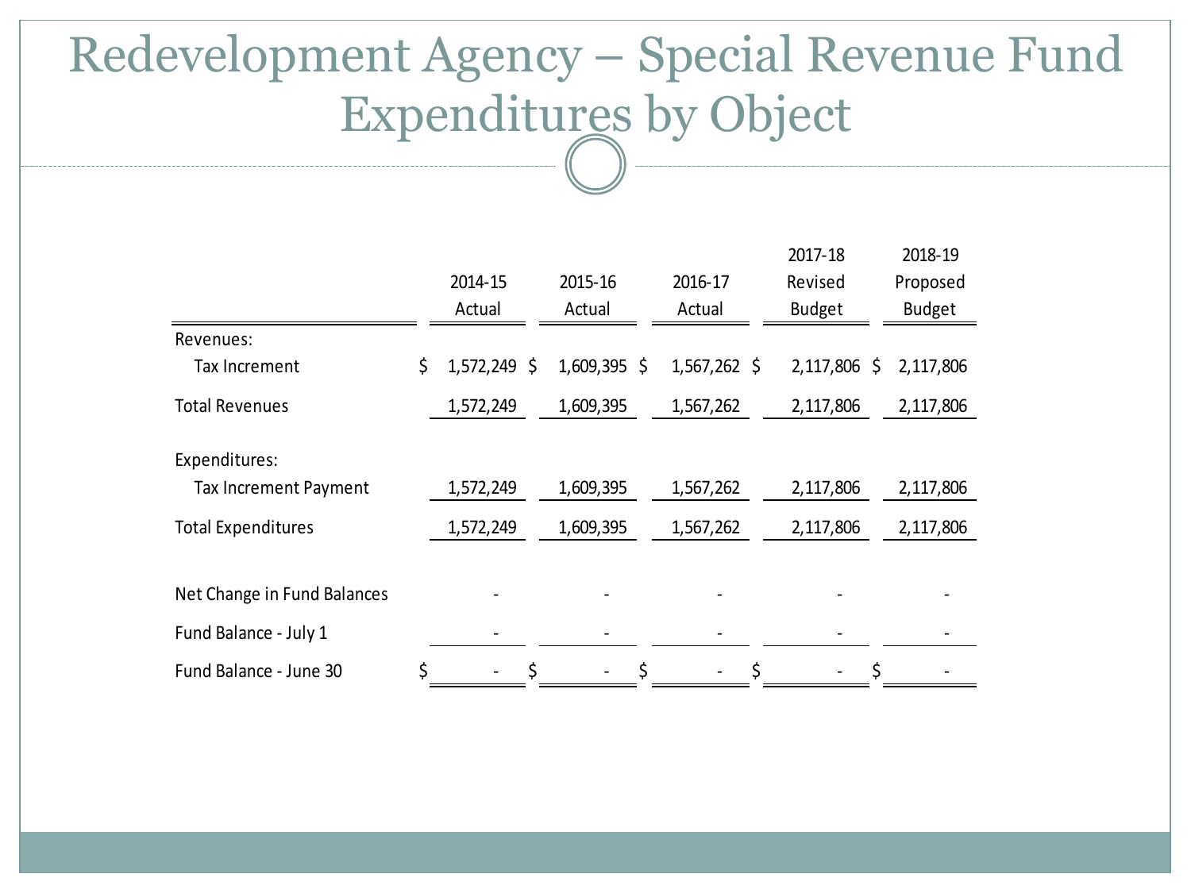# Redevelopment Agency – Special Revenue Fund Expenditures by Object

| | 2014-15 Actual | 2015-16 Actual | 2016-17 Actual | 2017-18 Revised Budget | 2018-19 Proposed Budget |
|---|---|---|---|---|---|
| Revenues: | | | | | |
| Tax Increment | $ 1,572,249 | $ 1,609,395 | $ 1,567,262 | $ 2,117,806 | $ 2,117,806 |
| Total Revenues | 1,572,249 | 1,609,395 | 1,567,262 | 2,117,806 | 2,117,806 |
| Expenditures: | | | | | |
| Tax Increment Payment | 1,572,249 | 1,609,395 | 1,567,262 | 2,117,806 | 2,117,806 |
| Total Expenditures | 1,572,249 | 1,609,395 | 1,567,262 | 2,117,806 | 2,117,806 |
| Net Change in Fund Balances | - | - | - | - | - |
| Fund Balance - July 1 | - | - | - | - | - |
| Fund Balance - June 30 | $ - | $ - | $ - | $ - | $ - |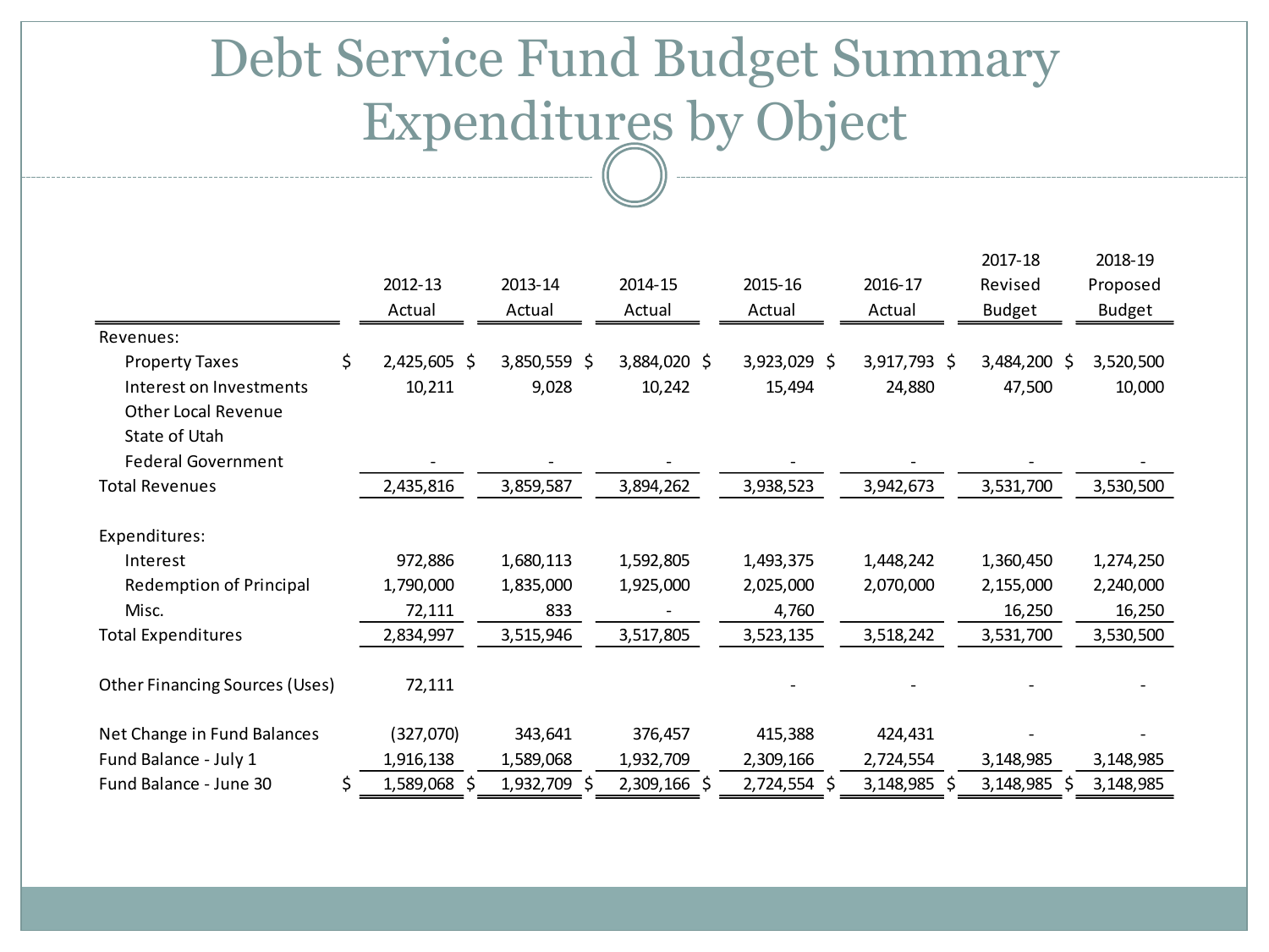# Debt Service Fund Budget Summary Expenditures by Object

| | 2012-13 Actual | 2013-14 Actual | 2014-15 Actual | 2015-16 Actual | 2016-17 Actual | 2017-18 Revised Budget | 2018-19 Proposed Budget |
|---|---|---|---|---|---|---|---|
| Revenues: | | | | | | | |
| Property Taxes | $ 2,425,605 | $ 3,850,559 | $ 3,884,020 | $ 3,923,029 | $ 3,917,793 | $ 3,484,200 | $ 3,520,500 |
| Interest on Investments | 10,211 | 9,028 | 10,242 | 15,494 | 24,880 | 47,500 | 10,000 |
| Other Local Revenue | | | | | | | |
| State of Utah | | | | | | | |
| Federal Government | - | - | - | - | - | - | - |
| Total Revenues | 2,435,816 | 3,859,587 | 3,894,262 | 3,938,523 | 3,942,673 | 3,531,700 | 3,530,500 |
| | | | | | | | |
| Expenditures: | | | | | | | |
| Interest | 972,886 | 1,680,113 | 1,592,805 | 1,493,375 | 1,448,242 | 1,360,450 | 1,274,250 |
| Redemption of Principal | 1,790,000 | 1,835,000 | 1,925,000 | 2,025,000 | 2,070,000 | 2,155,000 | 2,240,000 |
| Misc. | 72,111 | 833 | - | 4,760 | | 16,250 | 16,250 |
| Total Expenditures | 2,834,997 | 3,515,946 | 3,517,805 | 3,523,135 | 3,518,242 | 3,531,700 | 3,530,500 |
| | | | | | | | |
| Other Financing Sources (Uses) | 72,111 | | | - | - | - | - |
| | | | | | | | |
| Net Change in Fund Balances | (327,070) | 343,641 | 376,457 | 415,388 | 424,431 | - | - |
| Fund Balance - July 1 | 1,916,138 | 1,589,068 | 1,932,709 | 2,309,166 | 2,724,554 | 3,148,985 | 3,148,985 |
| Fund Balance - June 30 | $ 1,589,068 | $ 1,932,709 | $ 2,309,166 | $ 2,724,554 | $ 3,148,985 | $ 3,148,985 | $ 3,148,985 |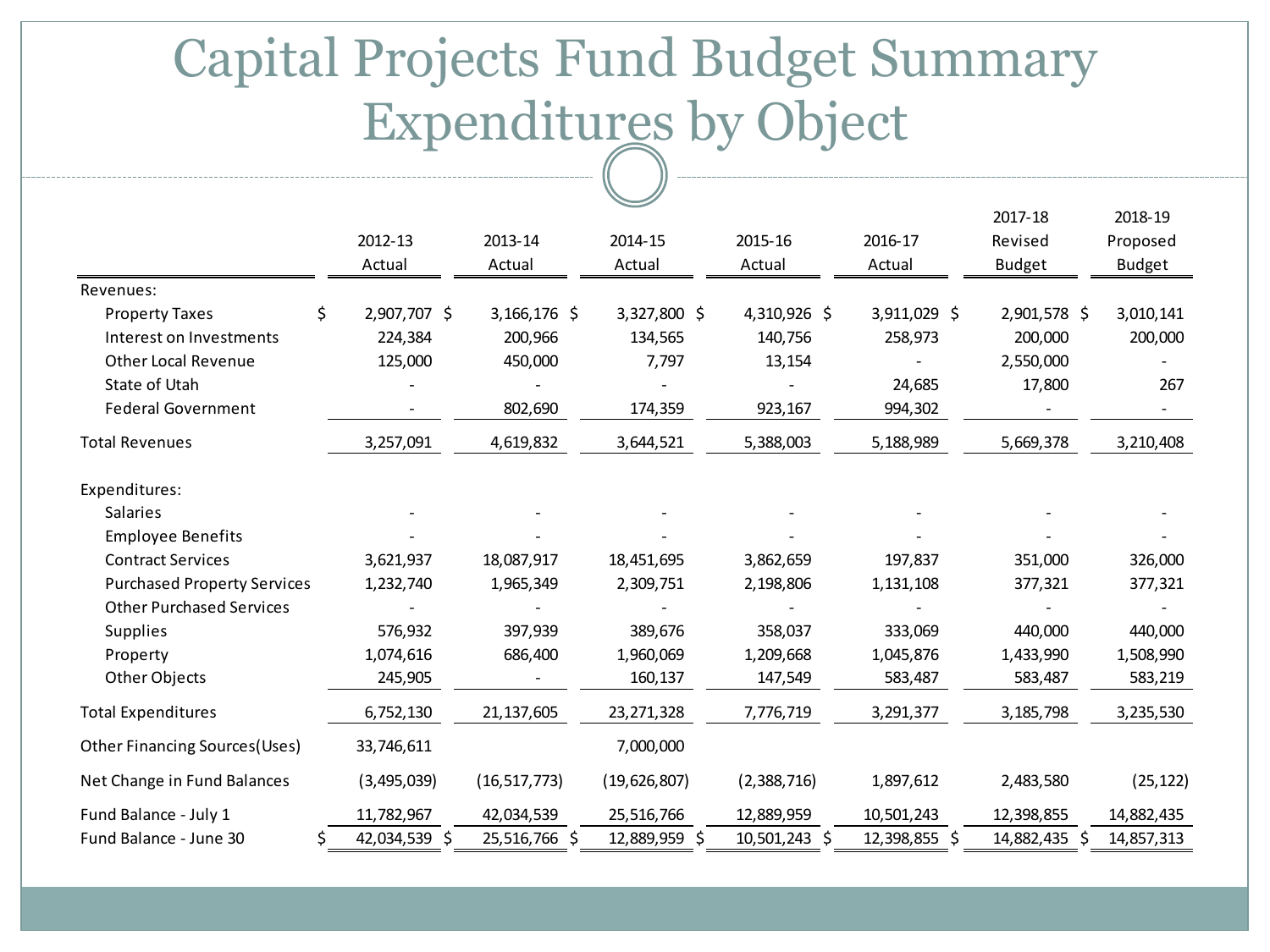# Capital Projects Fund Budget Summary Expenditures by Object

| | 2012-13 Actual | 2013-14 Actual | 2014-15 Actual | 2015-16 Actual | 2016-17 Actual | 2017-18 Revised Budget | 2018-19 Proposed Budget |
|---|---|---|---|---|---|---|---|
| Revenues: | | | | | | | |
| Property Taxes | $ 2,907,707 | $ 3,166,176 | $ 3,327,800 | $ 4,310,926 | $ 3,911,029 | $ 2,901,578 | $ 3,010,141 |
| Interest on Investments | 224,384 | 200,966 | 134,565 | 140,756 | 258,973 | 200,000 | 200,000 |
| Other Local Revenue | 125,000 | 450,000 | 7,797 | 13,154 | - | 2,550,000 | - |
| State of Utah | - | - | - | - | 24,685 | 17,800 | 267 |
| Federal Government | - | 802,690 | 174,359 | 923,167 | 994,302 | - | - |
| Total Revenues | 3,257,091 | 4,619,832 | 3,644,521 | 5,388,003 | 5,188,989 | 5,669,378 | 3,210,408 |
| Expenditures: | | | | | | | |
| Salaries | - | - | - | - | - | - | - |
| Employee Benefits | - | - | - | - | - | - | - |
| Contract Services | 3,621,937 | 18,087,917 | 18,451,695 | 3,862,659 | 197,837 | 351,000 | 326,000 |
| Purchased Property Services | 1,232,740 | 1,965,349 | 2,309,751 | 2,198,806 | 1,131,108 | 377,321 | 377,321 |
| Other Purchased Services | - | - | - | - | - | - | - |
| Supplies | 576,932 | 397,939 | 389,676 | 358,037 | 333,069 | 440,000 | 440,000 |
| Property | 1,074,616 | 686,400 | 1,960,069 | 1,209,668 | 1,045,876 | 1,433,990 | 1,508,990 |
| Other Objects | 245,905 | - | 160,137 | 147,549 | 583,487 | 583,487 | 583,219 |
| Total Expenditures | 6,752,130 | 21,137,605 | 23,271,328 | 7,776,719 | 3,291,377 | 3,185,798 | 3,235,530 |
| Other Financing Sources(Uses) | 33,746,611 | | 7,000,000 | | | | |
| Net Change in Fund Balances | (3,495,039) | (16,517,773) | (19,626,807) | (2,388,716) | 1,897,612 | 2,483,580 | (25,122) |
| Fund Balance - July 1 | 11,782,967 | 42,034,539 | 25,516,766 | 12,889,959 | 10,501,243 | 12,398,855 | 14,882,435 |
| Fund Balance - June 30 | $ 42,034,539 | $ 25,516,766 | $ 12,889,959 | $ 10,501,243 | $ 12,398,855 | $ 14,882,435 | $ 14,857,313 |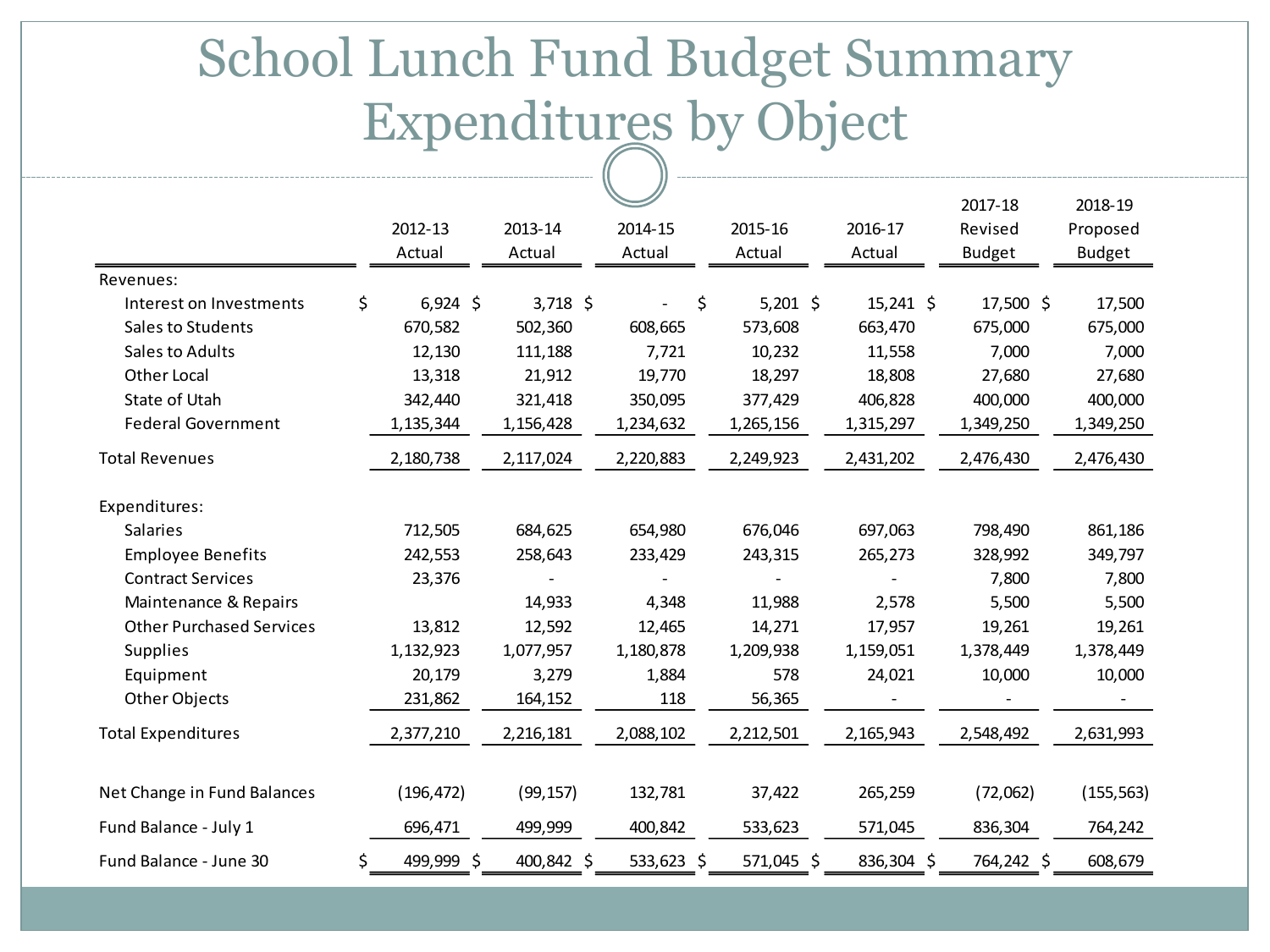# School Lunch Fund Budget Summary Expenditures by Object

| | 2012-13 Actual | 2013-14 Actual | 2014-15 Actual | 2015-16 Actual | 2016-17 Actual | 2017-18 Revised Budget | 2018-19 Proposed Budget |
|---|---|---|---|---|---|---|---|
| Revenues: | | | | | | | |
| Interest on Investments | $ 6,924 | $ 3,718 | $ - | $ 5,201 | $ 15,241 | $ 17,500 | $ 17,500 |
| Sales to Students | 670,582 | 502,360 | 608,665 | 573,608 | 663,470 | 675,000 | 675,000 |
| Sales to Adults | 12,130 | 111,188 | 7,721 | 10,232 | 11,558 | 7,000 | 7,000 |
| Other Local | 13,318 | 21,912 | 19,770 | 18,297 | 18,808 | 27,680 | 27,680 |
| State of Utah | 342,440 | 321,418 | 350,095 | 377,429 | 406,828 | 400,000 | 400,000 |
| Federal Government | 1,135,344 | 1,156,428 | 1,234,632 | 1,265,156 | 1,315,297 | 1,349,250 | 1,349,250 |
| Total Revenues | 2,180,738 | 2,117,024 | 2,220,883 | 2,249,923 | 2,431,202 | 2,476,430 | 2,476,430 |
| Expenditures: | | | | | | | |
| Salaries | 712,505 | 684,625 | 654,980 | 676,046 | 697,063 | 798,490 | 861,186 |
| Employee Benefits | 242,553 | 258,643 | 233,429 | 243,315 | 265,273 | 328,992 | 349,797 |
| Contract Services | 23,376 | - | - | - | - | 7,800 | 7,800 |
| Maintenance & Repairs | | 14,933 | 4,348 | 11,988 | 2,578 | 5,500 | 5,500 |
| Other Purchased Services | 13,812 | 12,592 | 12,465 | 14,271 | 17,957 | 19,261 | 19,261 |
| Supplies | 1,132,923 | 1,077,957 | 1,180,878 | 1,209,938 | 1,159,051 | 1,378,449 | 1,378,449 |
| Equipment | 20,179 | 3,279 | 1,884 | 578 | 24,021 | 10,000 | 10,000 |
| Other Objects | 231,862 | 164,152 | 118 | 56,365 | - | - | - |
| Total Expenditures | 2,377,210 | 2,216,181 | 2,088,102 | 2,212,501 | 2,165,943 | 2,548,492 | 2,631,993 |
| Net Change in Fund Balances | (196,472) | (99,157) | 132,781 | 37,422 | 265,259 | (72,062) | (155,563) |
| Fund Balance - July 1 | 696,471 | 499,999 | 400,842 | 533,623 | 571,045 | 836,304 | 764,242 |
| Fund Balance - June 30 | $ 499,999 | $ 400,842 | $ 533,623 | $ 571,045 | $ 836,304 | $ 764,242 | $ 608,679 |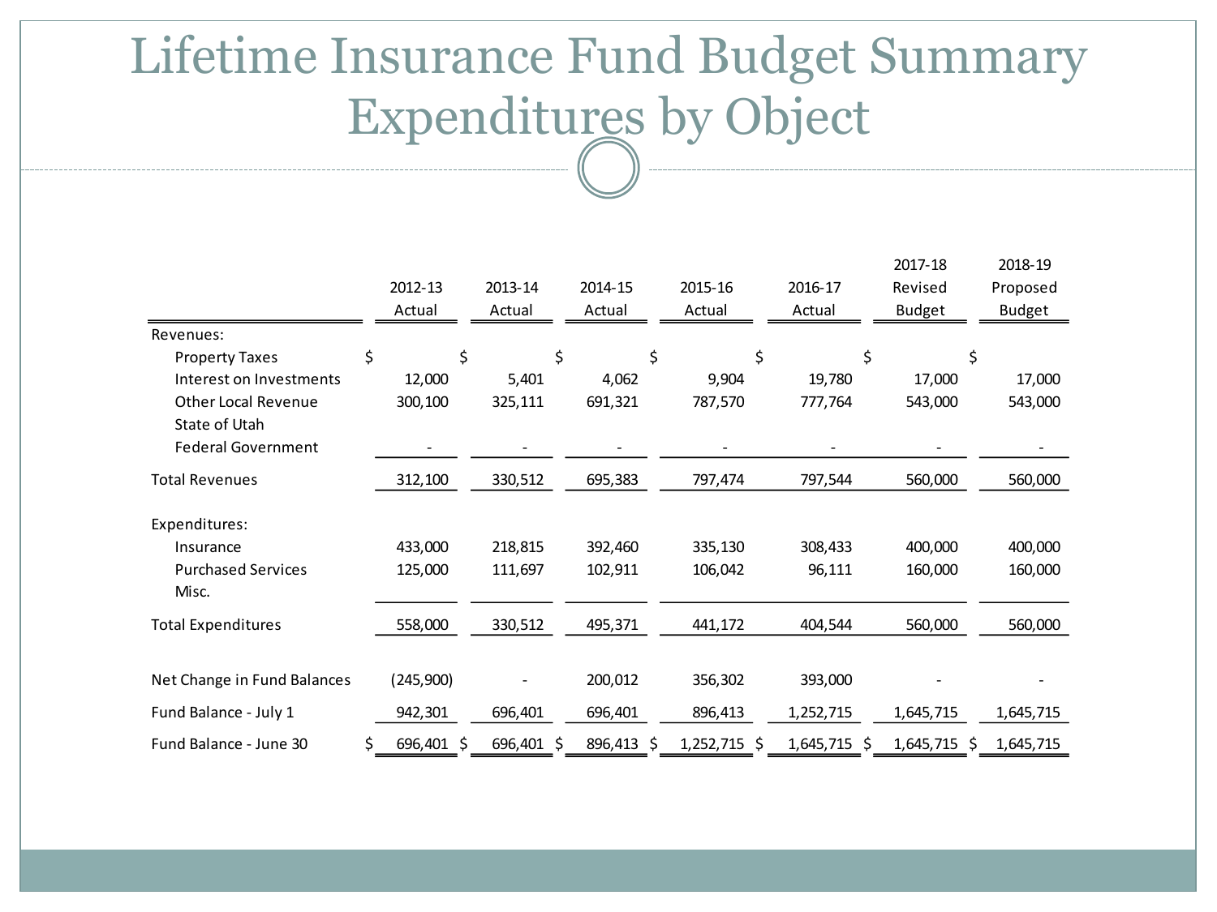# Lifetime Insurance Fund Budget Summary Expenditures by Object

| | 2012-13 Actual | 2013-14 Actual | 2014-15 Actual | 2015-16 Actual | 2016-17 Actual | 2017-18 Revised Budget | 2018-19 Proposed Budget |
|---|---|---|---|---|---|---|---|
| Revenues: | | | | | | | |
| Property Taxes | $ | $ | $ | $ | $ | $ | $ |
| Interest on Investments | 12,000 | 5,401 | 4,062 | 9,904 | 19,780 | 17,000 | 17,000 |
| Other Local Revenue | 300,100 | 325,111 | 691,321 | 787,570 | 777,764 | 543,000 | 543,000 |
| State of Utah | | | | | | | |
| Federal Government | - | - | - | - | - | - | - |
| Total Revenues | 312,100 | 330,512 | 695,383 | 797,474 | 797,544 | 560,000 | 560,000 |
| Expenditures: | | | | | | | |
| Insurance | 433,000 | 218,815 | 392,460 | 335,130 | 308,433 | 400,000 | 400,000 |
| Purchased Services | 125,000 | 111,697 | 102,911 | 106,042 | 96,111 | 160,000 | 160,000 |
| Misc. | | | | | | | |
| Total Expenditures | 558,000 | 330,512 | 495,371 | 441,172 | 404,544 | 560,000 | 560,000 |
| Net Change in Fund Balances | (245,900) | - | 200,012 | 356,302 | 393,000 | - | - |
| Fund Balance - July 1 | 942,301 | 696,401 | 696,401 | 896,413 | 1,252,715 | 1,645,715 | 1,645,715 |
| Fund Balance - June 30 | $ 696,401 | $ 696,401 | $ 896,413 | $ 1,252,715 | $ 1,645,715 | $ 1,645,715 | $ 1,645,715 |